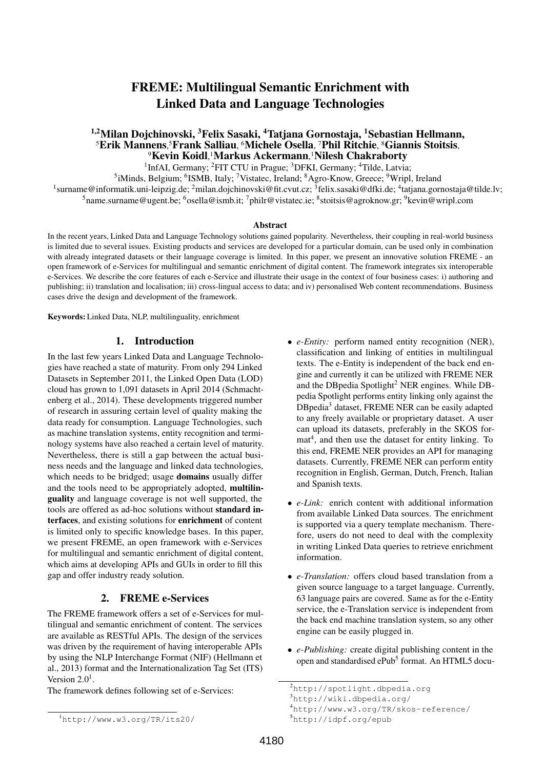# FREME: Multilingual Semantic Enrichment with Linked Data and Language Technologies

**[1,2]Milan Dojchinovski, [3]Felix Sasaki, [4]Tatjana Gornostaja, [1]Sebastian Hellmann, [5]Erik Mannens, [5]Frank Salliau, [6]Michele Osella, [7]Phil Ritchie, [8]Giannis Stoitsis, [9]Kevin Koidl, [1]Markus Ackermann, [1]Nilesh Chakraborty**

[1]InfAI, Germany; [2]FIT CTU in Prague; [3]DFKI, Germany; [4]Tilde, Latvia; [5]iMinds, Belgium; [6]ISMB, Italy; [7]Vistatec, Ireland; [8]Agro-Know, Greece; [9]Wripl, Ireland

[1]surname@informatik.uni-leipzig.de; [2]milan.dojchinovski@fit.cvut.cz; [3]felix.sasaki@dfki.de; [4]tatjana.gornostaja@tilde.lv; [5]name.surname@ugent.be; [6]osella@ismb.it; [7]philr@vistatec.ie; [8]stoitsis@agroknow.gr; [9]kevin@wripl.com

### Abstract

In the recent years, Linked Data and Language Technology solutions gained popularity. Nevertheless, their coupling in real-world business is limited due to several issues. Existing products and services are developed for a particular domain, can be used only in combination with already integrated datasets or their language coverage is limited. In this paper, we present an innovative solution FREME - an open framework of e-Services for multilingual and semantic enrichment of digital content. The framework integrates six interoperable e-Services. We describe the core features of each e-Service and illustrate their usage in the context of four business cases: i) authoring and publishing; ii) translation and localisation; iii) cross-lingual access to data; and iv) personalised Web content recommendations. Business cases drive the design and development of the framework.

**Keywords:** Linked Data, NLP, multilinguality, enrichment

## 1. Introduction

In the last few years Linked Data and Language Technologies have reached a state of maturity. From only 294 Linked Datasets in September 2011, the Linked Open Data (LOD) cloud has grown to 1,091 datasets in April 2014 (Schmachtenberg et al., 2014). These developments triggered number of research in assuring certain level of quality making the data ready for consumption. Language Technologies, such as machine translation systems, entity recognition and terminology systems have also reached a certain level of maturity. Nevertheless, there is still a gap between the actual business needs and the language and linked data technologies, which needs to be bridged; usage **domains** usually differ and the tools need to be appropriately adopted, **multilinguality** and language coverage is not well supported, the tools are offered as ad-hoc solutions without **standard interfaces**, and existing solutions for **enrichment** of content is limited only to specific knowledge bases. In this paper, we present FREME, an open framework with e-Services for multilingual and semantic enrichment of digital content, which aims at developing APIs and GUIs in order to fill this gap and offer industry ready solution.

## 2. FREME e-Services

The FREME framework offers a set of e-Services for multilingual and semantic enrichment of content. The services are available as RESTful APIs. The design of the services was driven by the requirement of having interoperable APIs by using the NLP Interchange Format (NIF) (Hellmann et al., 2013) format and the Internationalization Tag Set (ITS) Version 2.0[1].

The framework defines following set of e-Services:

- *e-Entity:* perform named entity recognition (NER), classification and linking of entities in multilingual texts. The e-Entity is independent of the back end engine and currently it can be utilized with FREME NER and the DBpedia Spotlight[2] NER engines. While DBpedia Spotlight performs entity linking only against the DBpedia[3] dataset, FREME NER can be easily adapted to any freely available or proprietary dataset. A user can upload its datasets, preferably in the SKOS format[4], and then use the dataset for entity linking. To this end, FREME NER provides an API for managing datasets. Currently, FREME NER can perform entity recognition in English, German, Dutch, French, Italian and Spanish texts.
- *e-Link:* enrich content with additional information from available Linked Data sources. The enrichment is supported via a query template mechanism. Therefore, users do not need to deal with the complexity in writing Linked Data queries to retrieve enrichment information.
- *e-Translation:* offers cloud based translation from a given source language to a target language. Currently, 63 language pairs are covered. Same as for the e-Entity service, the e-Translation service is independent from the back end machine translation system, so any other engine can be easily plugged in.
- *e-Publishing:* create digital publishing content in the open and standardised ePub[5] format. An HTML5 docu-

---

[1] http://www.w3.org/TR/its20/

[2] http://spotlight.dbpedia.org

[3] http://wiki.dbpedia.org/

[4] http://www.w3.org/TR/skos-reference/

[5] http://idpf.org/epub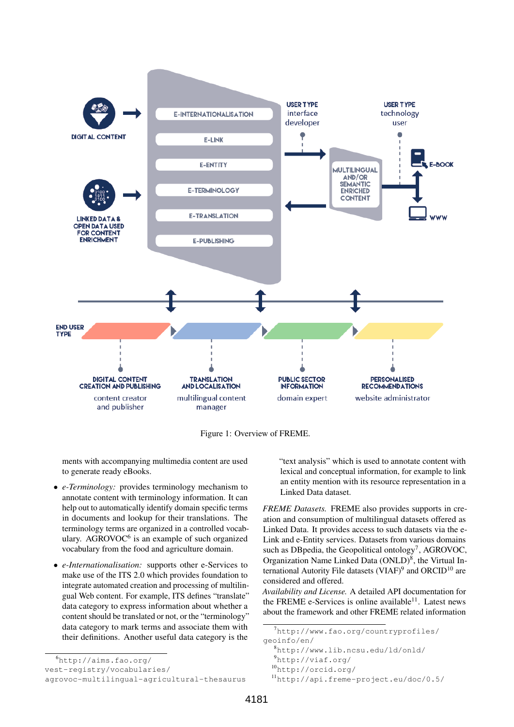Figure 1: Overview of FREME.

ments with accompanying multimedia content are used to generate ready eBooks.

- *e-Terminology:* provides terminology mechanism to annotate content with terminology information. It can help out to automatically identify domain specific terms in documents and lookup for their translations. The terminology terms are organized in a controlled vocabulary. AGROVOC[6] is an example of such organized vocabulary from the food and agriculture domain.

- *e-Internationalisation:* supports other e-Services to make use of the ITS 2.0 which provides foundation to integrate automated creation and processing of multilingual Web content. For example, ITS defines "translate" data category to express information about whether a content should be translated or not, or the "terminology" data category to mark terms and associate them with their definitions. Another useful data category is the "text analysis" which is used to annotate content with lexical and conceptual information, for example to link an entity mention with its resource representation in a Linked Data dataset.

*FREME Datasets.* FREME also provides supports in creation and consumption of multilingual datasets offered as Linked Data. It provides access to such datasets via the e-Link and e-Entity services. Datasets from various domains such as DBpedia, the Geopolitical ontology[7], AGROVOC, Organization Name Linked Data (ONLD)[8], the Virtual International Autority File datasets (VIAF)[9] and ORCID[10] are considered and offered.

*Availability and License.* A detailed API documentation for the FREME e-Services is online available[11]. Latest news about the framework and other FREME related information

[6] http://aims.fao.org/vest-registry/vocabularies/agrovoc-multilingual-agricultural-thesaurus

[7] http://www.fao.org/countryprofiles/geoinfo/en/

[8] http://www.lib.ncsu.edu/ld/onld/

[9] http://viaf.org/

[10] http://orcid.org/

[11] http://api.freme-project.eu/doc/0.5/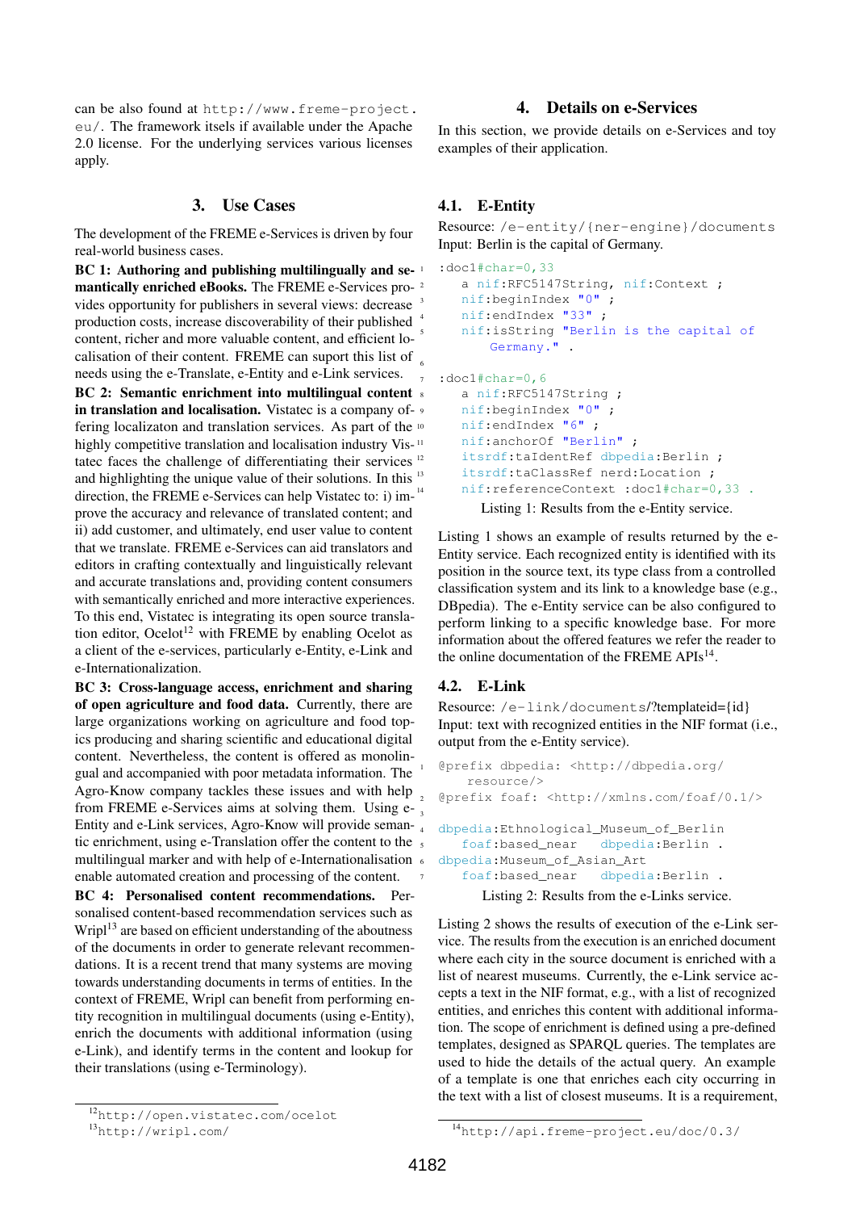can be also found at http://www.freme-project.eu/. The framework itsels if available under the Apache 2.0 license. For the underlying services various licenses apply.

## 3. Use Cases

The development of the FREME e-Services is driven by four real-world business cases.

**BC 1: Authoring and publishing multilingually and semantically enriched eBooks.** The FREME e-Services provides opportunity for publishers in several views: decrease production costs, increase discoverability of their published content, richer and more valuable content, and efficient localisation of their content. FREME can suport this list of needs using the e-Translate, e-Entity and e-Link services.

**BC 2: Semantic enrichment into multilingual content in translation and localisation.** Vistatec is a company offering localizaton and translation services. As part of the highly competitive translation and localisation industry Vistatec faces the challenge of differentiating their services and highlighting the unique value of their solutions. In this direction, the FREME e-Services can help Vistatec to: i) improve the accuracy and relevance of translated content; and ii) add customer, and ultimately, end user value to content that we translate. FREME e-Services can aid translators and editors in crafting contextually and linguistically relevant and accurate translations and, providing content consumers with semantically enriched and more interactive experiences. To this end, Vistatec is integrating its open source translation editor, Ocelot[12] with FREME by enabling Ocelot as a client of the e-services, particularly e-Entity, e-Link and e-Internationalization.

**BC 3: Cross-language access, enrichment and sharing of open agriculture and food data.** Currently, there are large organizations working on agriculture and food topics producing and sharing scientific and educational digital content. Nevertheless, the content is offered as monolingual and accompanied with poor metadata information. The Agro-Know company tackles these issues and with help from FREME e-Services aims at solving them. Using e-Entity and e-Link services, Agro-Know will provide semantic enrichment, using e-Translation offer the content to the multilingual marker and with help of e-Internationalisation enable automated creation and processing of the content.

**BC 4: Personalised content recommendations.** Personalised content-based recommendation services such as Wripl[13] are based on efficient understanding of the aboutness of the documents in order to generate relevant recommendations. It is a recent trend that many systems are moving towards understanding documents in terms of entities. In the context of FREME, Wripl can benefit from performing entity recognition in multilingual documents (using e-Entity), enrich the documents with additional information (using e-Link), and identify terms in the content and lookup for their translations (using e-Terminology).

[12] http://open.vistatec.com/ocelot

[13] http://wripl.com/

## 4. Details on e-Services

In this section, we provide details on e-Services and toy examples of their application.

### 4.1. E-Entity

Resource: /e-entity/{ner-engine}/documents
Input: Berlin is the capital of Germany.

```
:doc1#char=0,33
    a nif:RFC5147String, nif:Context ;
    nif:beginIndex "0" ;
    nif:endIndex "33" ;
    nif:isString "Berlin is the capital of
        Germany." .

:doc1#char=0,6
    a nif:RFC5147String ;
    nif:beginIndex "0" ;
    nif:endIndex "6" ;
    nif:anchorOf "Berlin" ;
    itsrdf:taIdentRef dbpedia:Berlin ;
    itsrdf:taClassRef nerd:Location ;
    nif:referenceContext :doc1#char=0,33 .
```

Listing 1: Results from the e-Entity service.

Listing 1 shows an example of results returned by the e-Entity service. Each recognized entity is identified with its position in the source text, its type class from a controlled classification system and its link to a knowledge base (e.g., DBpedia). The e-Entity service can be also configured to perform linking to a specific knowledge base. For more information about the offered features we refer the reader to the online documentation of the FREME APIs[14].

### 4.2. E-Link

Resource: /e-link/documents/?templateid={id}
Input: text with recognized entities in the NIF format (i.e., output from the e-Entity service).

```
@prefix dbpedia: <http://dbpedia.org/
    resource/>
@prefix foaf: <http://xmlns.com/foaf/0.1/>

dbpedia:Ethnological_Museum_of_Berlin
    foaf:based_near   dbpedia:Berlin .
dbpedia:Museum_of_Asian_Art
    foaf:based_near   dbpedia:Berlin .
```

Listing 2: Results from the e-Links service.

Listing 2 shows the results of execution of the e-Link service. The results from the execution is an enriched document where each city in the source document is enriched with a list of nearest museums. Currently, the e-Link service accepts a text in the NIF format, e.g., with a list of recognized entities, and enriches this content with additional information. The scope of enrichment is defined using a pre-defined templates, designed as SPARQL queries. The templates are used to hide the details of the actual query. An example of a template is one that enriches each city occurring in the text with a list of closest museums. It is a requirement,

[14] http://api.freme-project.eu/doc/0.3/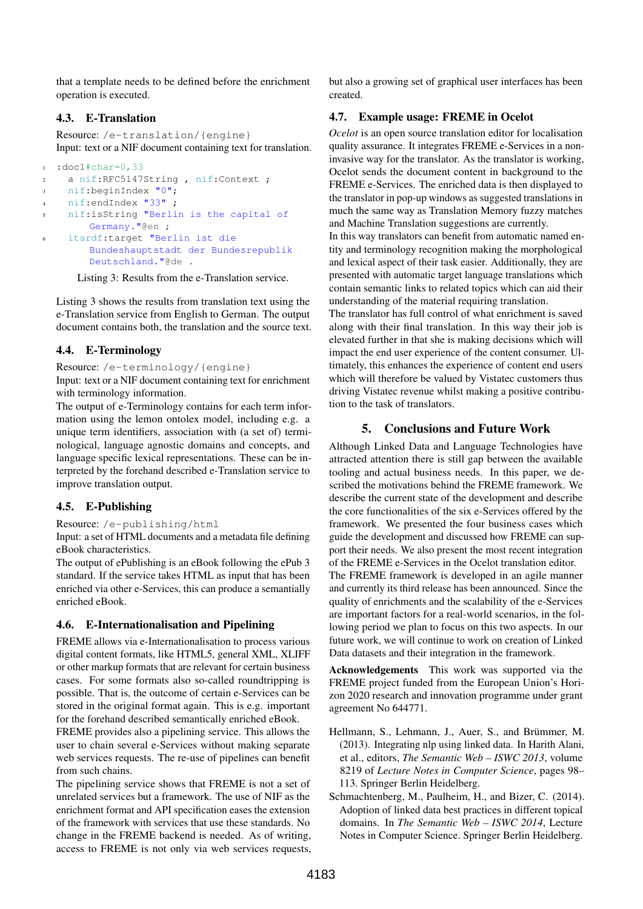that a template needs to be defined before the enrichment operation is executed.

### 4.3. E-Translation

Resource: `/e-translation/{engine}`
Input: text or a NIF document containing text for translation.

```
:doc1#char=0,33
  a nif:RFC5147String , nif:Context ;
  nif:beginIndex "0";
  nif:endIndex "33" ;
  nif:isString "Berlin is the capital of
      Germany."@en ;
  itsrdf:target "Berlin ist die
      Bundeshauptstadt der Bundesrepublik
      Deutschland."@de .
```

Listing 3: Results from the e-Translation service.

Listing 3 shows the results from translation text using the e-Translation service from English to German. The output document contains both, the translation and the source text.

### 4.4. E-Terminology

Resource: `/e-terminology/{engine}`
Input: text or a NIF document containing text for enrichment with terminology information.
The output of e-Terminology contains for each term information using the lemon ontolex model, including e.g. a unique term identifiers, association with (a set of) terminological, language agnostic domains and concepts, and language specific lexical representations. These can be interpreted by the forehand described e-Translation service to improve translation output.

### 4.5. E-Publishing

Resource: `/e-publishing/html`
Input: a set of HTML documents and a metadata file defining eBook characteristics.
The output of ePublishing is an eBook following the ePub 3 standard. If the service takes HTML as input that has been enriched via other e-Services, this can produce a semantially enriched eBook.

### 4.6. E-Internationalisation and Pipelining

FREME allows via e-Internationalisation to process various digital content formats, like HTML5, general XML, XLIFF or other markup formats that are relevant for certain business cases. For some formats also so-called roundtripping is possible. That is, the outcome of certain e-Services can be stored in the original format again. This is e.g. important for the forehand described semantically enriched eBook.
FREME provides also a pipelining service. This allows the user to chain several e-Services without making separate web services requests. The re-use of pipelines can benefit from such chains.
The pipelining service shows that FREME is not a set of unrelated services but a framework. The use of NIF as the enrichment format and API specification eases the extension of the framework with services that use these standards. No change in the FREME backend is needed. As of writing, access to FREME is not only via web services requests, but also a growing set of graphical user interfaces has been created.

### 4.7. Example usage: FREME in Ocelot

*Ocelot* is an open source translation editor for localisation quality assurance. It integrates FREME e-Services in a non-invasive way for the translator. As the translator is working, Ocelot sends the document content in background to the FREME e-Services. The enriched data is then displayed to the translator in pop-up windows as suggested translations in much the same way as Translation Memory fuzzy matches and Machine Translation suggestions are currently.
In this way translators can benefit from automatic named entity and terminology recognition making the morphological and lexical aspect of their task easier. Additionally, they are presented with automatic target language translations which contain semantic links to related topics which can aid their understanding of the material requiring translation.
The translator has full control of what enrichment is saved along with their final translation. In this way their job is elevated further in that she is making decisions which will impact the end user experience of the content consumer. Ultimately, this enhances the experience of content end users which will therefore be valued by Vistatec customers thus driving Vistatec revenue whilst making a positive contribution to the task of translators.

## 5. Conclusions and Future Work

Although Linked Data and Language Technologies have attracted attention there is still gap between the available tooling and actual business needs. In this paper, we described the motivations behind the FREME framework. We describe the current state of the development and describe the core functionalities of the six e-Services offered by the framework. We presented the four business cases which guide the development and discussed how FREME can support their needs. We also present the most recent integration of the FREME e-Services in the Ocelot translation editor.
The FREME framework is developed in an agile manner and currently its third release has been announced. Since the quality of enrichments and the scalability of the e-Services are important factors for a real-world scenarios, in the following period we plan to focus on this two aspects. In our future work, we will continue to work on creation of Linked Data datasets and their integration in the framework.

**Acknowledgements** This work was supported via the FREME project funded from the European Union's Horizon 2020 research and innovation programme under grant agreement No 644771.

Hellmann, S., Lehmann, J., Auer, S., and Brümmer, M. (2013). Integrating nlp using linked data. In Harith Alani, et al., editors, *The Semantic Web – ISWC 2013*, volume 8219 of *Lecture Notes in Computer Science*, pages 98–113. Springer Berlin Heidelberg.

Schmachtenberg, M., Paulheim, H., and Bizer, C. (2014). Adoption of linked data best practices in different topical domains. In *The Semantic Web – ISWC 2014*, Lecture Notes in Computer Science. Springer Berlin Heidelberg.